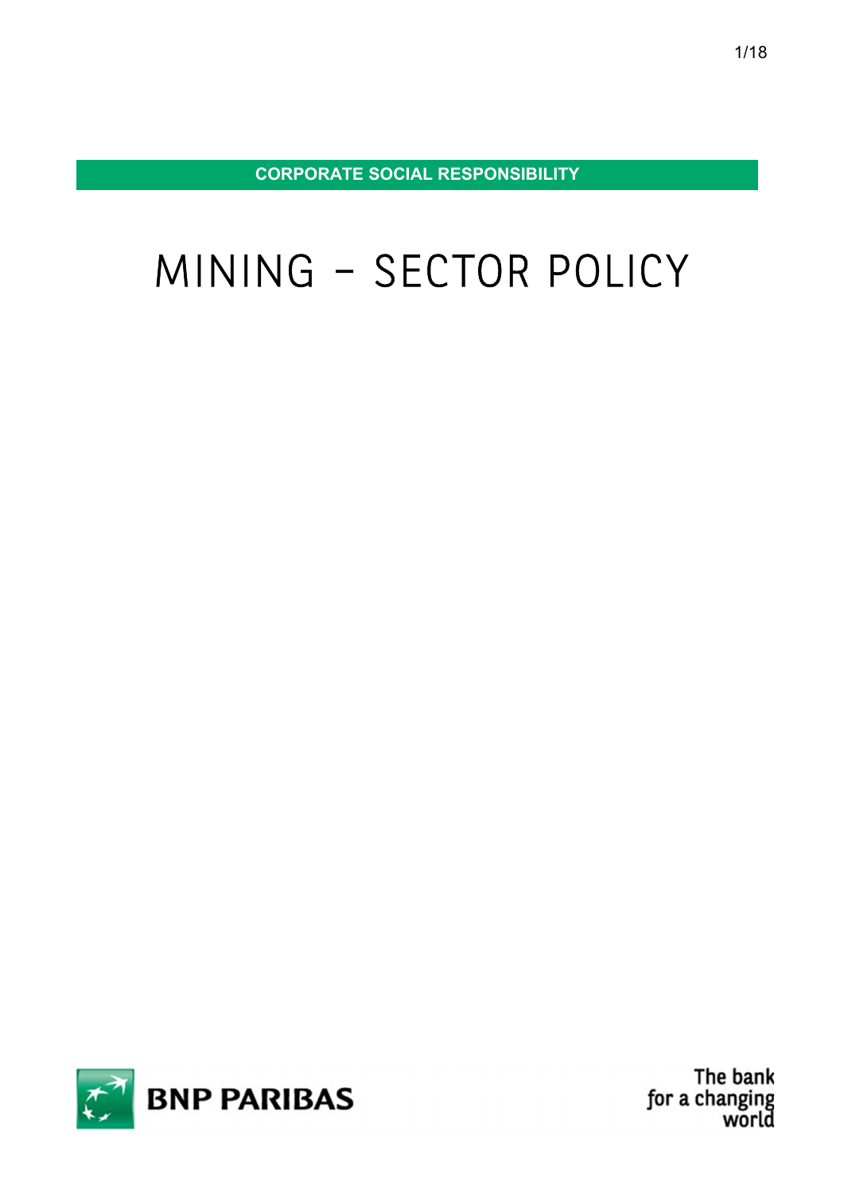**CORPORATE SOCIAL RESPONSIBILITY**

# MINING – SECTOR POLICY

**BNP PARIBAS**

The bank for a changing world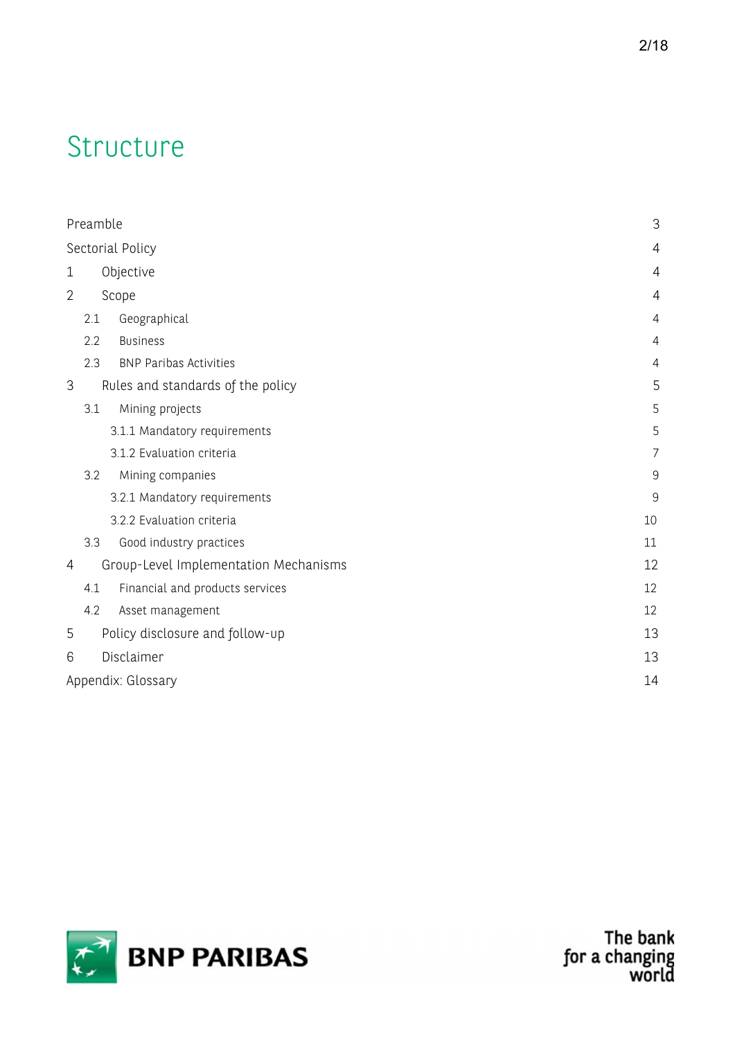# Structure

| | |
|---|---|
| Preamble | 3 |
| Sectorial Policy | 4 |
| 1 Objective | 4 |
| 2 Scope | 4 |
| 2.1 Geographical | 4 |
| 2.2 Business | 4 |
| 2.3 BNP Paribas Activities | 4 |
| 3 Rules and standards of the policy | 5 |
| 3.1 Mining projects | 5 |
| 3.1.1 Mandatory requirements | 5 |
| 3.1.2 Evaluation criteria | 7 |
| 3.2 Mining companies | 9 |
| 3.2.1 Mandatory requirements | 9 |
| 3.2.2 Evaluation criteria | 10 |
| 3.3 Good industry practices | 11 |
| 4 Group-Level Implementation Mechanisms | 12 |
| 4.1 Financial and products services | 12 |
| 4.2 Asset management | 12 |
| 5 Policy disclosure and follow-up | 13 |
| 6 Disclaimer | 13 |
| Appendix: Glossary | 14 |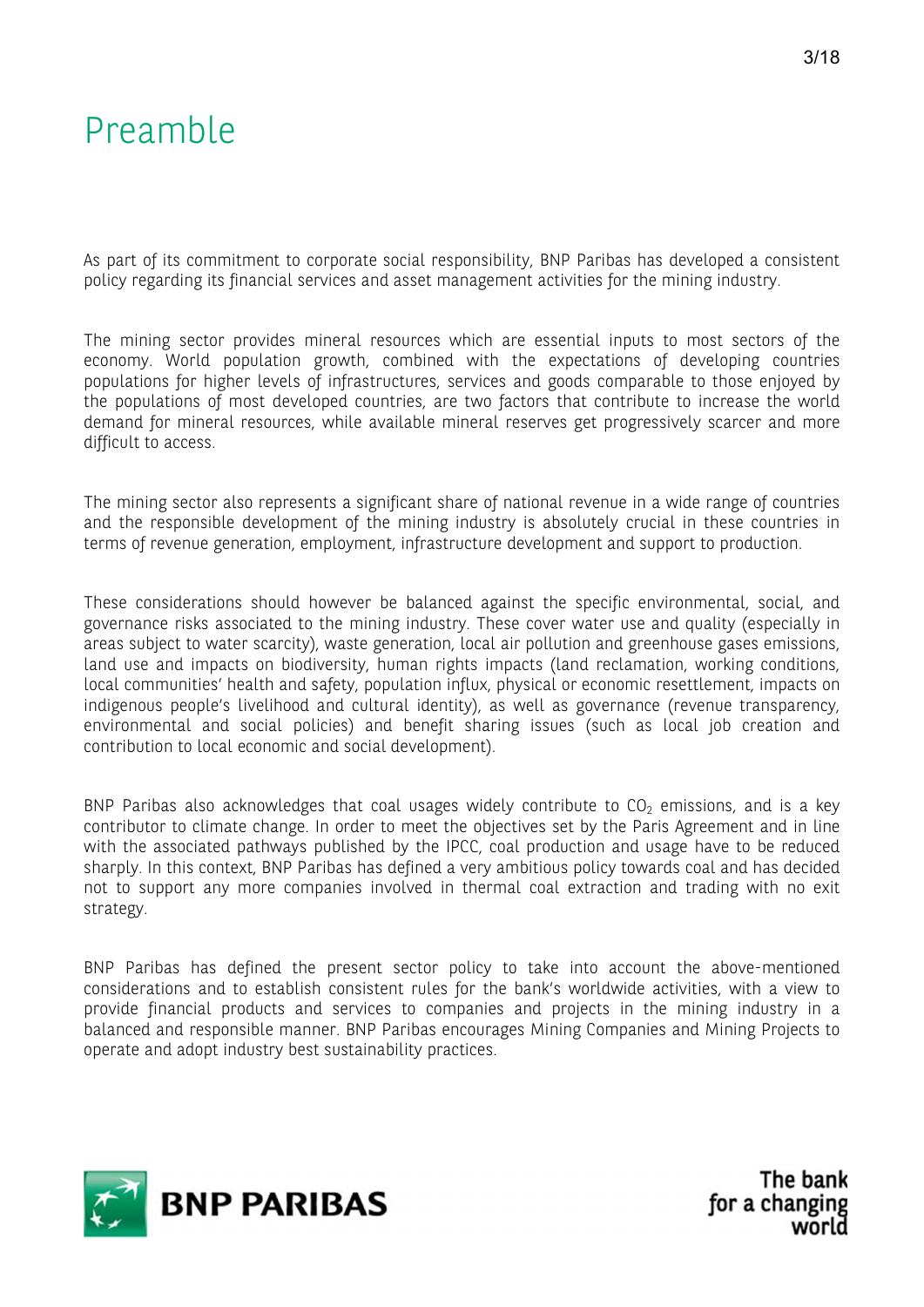# Preamble

As part of its commitment to corporate social responsibility, BNP Paribas has developed a consistent policy regarding its financial services and asset management activities for the mining industry.

The mining sector provides mineral resources which are essential inputs to most sectors of the economy. World population growth, combined with the expectations of developing countries populations for higher levels of infrastructures, services and goods comparable to those enjoyed by the populations of most developed countries, are two factors that contribute to increase the world demand for mineral resources, while available mineral reserves get progressively scarcer and more difficult to access.

The mining sector also represents a significant share of national revenue in a wide range of countries and the responsible development of the mining industry is absolutely crucial in these countries in terms of revenue generation, employment, infrastructure development and support to production.

These considerations should however be balanced against the specific environmental, social, and governance risks associated to the mining industry. These cover water use and quality (especially in areas subject to water scarcity), waste generation, local air pollution and greenhouse gases emissions, land use and impacts on biodiversity, human rights impacts (land reclamation, working conditions, local communities' health and safety, population influx, physical or economic resettlement, impacts on indigenous people's livelihood and cultural identity), as well as governance (revenue transparency, environmental and social policies) and benefit sharing issues (such as local job creation and contribution to local economic and social development).

BNP Paribas also acknowledges that coal usages widely contribute to $CO_2$ emissions, and is a key contributor to climate change. In order to meet the objectives set by the Paris Agreement and in line with the associated pathways published by the IPCC, coal production and usage have to be reduced sharply. In this context, BNP Paribas has defined a very ambitious policy towards coal and has decided not to support any more companies involved in thermal coal extraction and trading with no exit strategy.

BNP Paribas has defined the present sector policy to take into account the above-mentioned considerations and to establish consistent rules for the bank's worldwide activities, with a view to provide financial products and services to companies and projects in the mining industry in a balanced and responsible manner. BNP Paribas encourages Mining Companies and Mining Projects to operate and adopt industry best sustainability practices.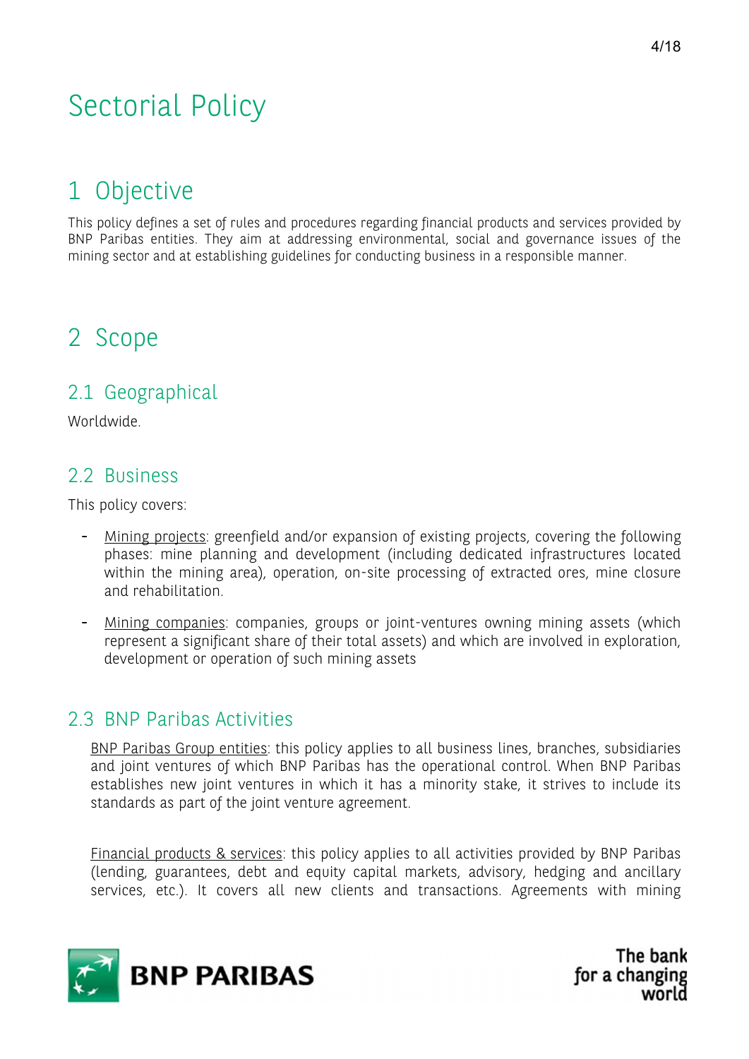# Sectorial Policy

## 1 Objective

This policy defines a set of rules and procedures regarding financial products and services provided by BNP Paribas entities. They aim at addressing environmental, social and governance issues of the mining sector and at establishing guidelines for conducting business in a responsible manner.

## 2 Scope

### 2.1 Geographical

Worldwide.

### 2.2 Business

This policy covers:

- Mining projects: greenfield and/or expansion of existing projects, covering the following phases: mine planning and development (including dedicated infrastructures located within the mining area), operation, on-site processing of extracted ores, mine closure and rehabilitation.
- Mining companies: companies, groups or joint-ventures owning mining assets (which represent a significant share of their total assets) and which are involved in exploration, development or operation of such mining assets

### 2.3 BNP Paribas Activities

BNP Paribas Group entities: this policy applies to all business lines, branches, subsidiaries and joint ventures of which BNP Paribas has the operational control. When BNP Paribas establishes new joint ventures in which it has a minority stake, it strives to include its standards as part of the joint venture agreement.

Financial products & services: this policy applies to all activities provided by BNP Paribas (lending, guarantees, debt and equity capital markets, advisory, hedging and ancillary services, etc.). It covers all new clients and transactions. Agreements with mining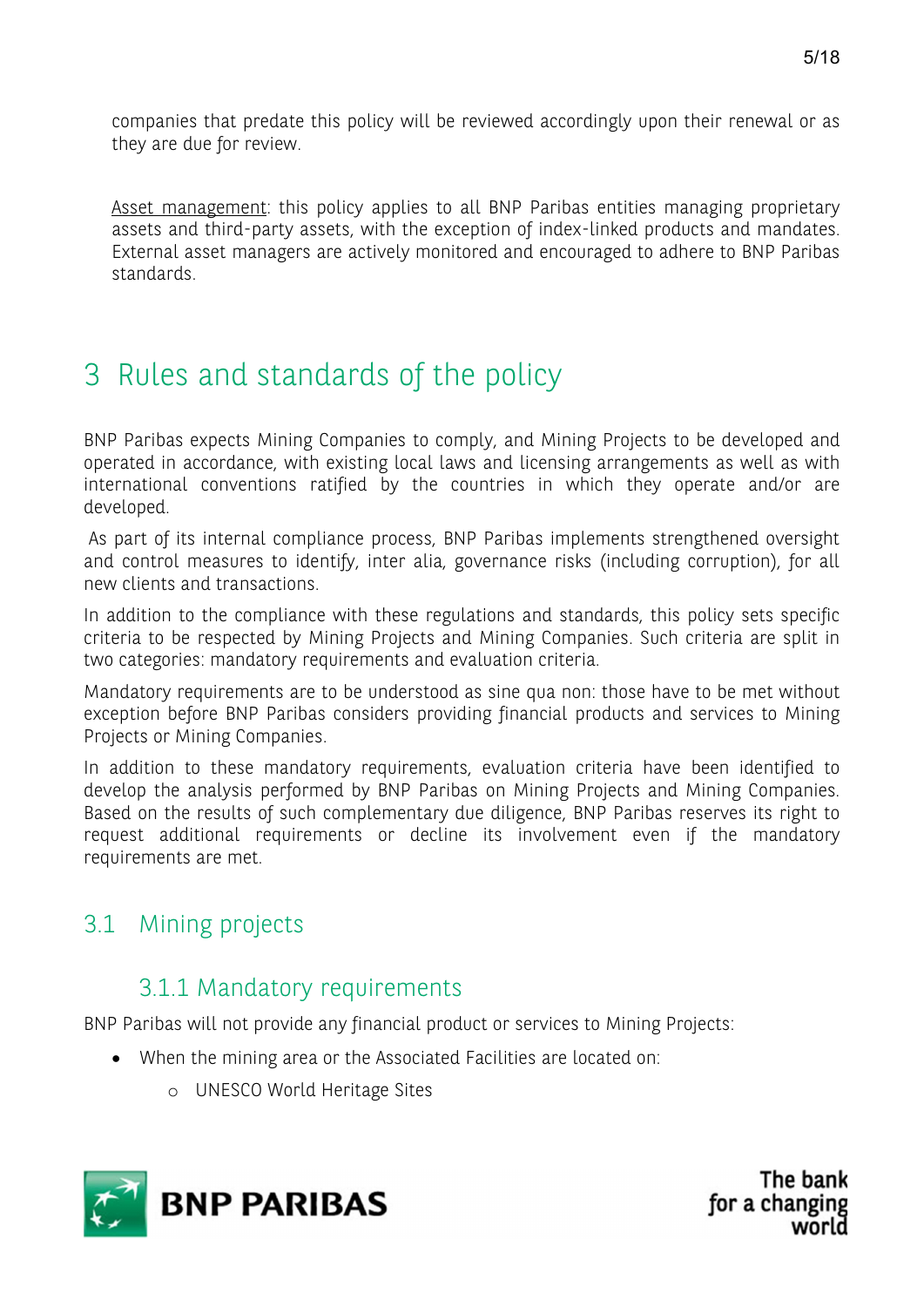companies that predate this policy will be reviewed accordingly upon their renewal or as they are due for review.

Asset management: this policy applies to all BNP Paribas entities managing proprietary assets and third-party assets, with the exception of index-linked products and mandates. External asset managers are actively monitored and encouraged to adhere to BNP Paribas standards.

# 3 Rules and standards of the policy

BNP Paribas expects Mining Companies to comply, and Mining Projects to be developed and operated in accordance, with existing local laws and licensing arrangements as well as with international conventions ratified by the countries in which they operate and/or are developed.

As part of its internal compliance process, BNP Paribas implements strengthened oversight and control measures to identify, inter alia, governance risks (including corruption), for all new clients and transactions.

In addition to the compliance with these regulations and standards, this policy sets specific criteria to be respected by Mining Projects and Mining Companies. Such criteria are split in two categories: mandatory requirements and evaluation criteria.

Mandatory requirements are to be understood as sine qua non: those have to be met without exception before BNP Paribas considers providing financial products and services to Mining Projects or Mining Companies.

In addition to these mandatory requirements, evaluation criteria have been identified to develop the analysis performed by BNP Paribas on Mining Projects and Mining Companies. Based on the results of such complementary due diligence, BNP Paribas reserves its right to request additional requirements or decline its involvement even if the mandatory requirements are met.

## 3.1 Mining projects

### 3.1.1 Mandatory requirements

BNP Paribas will not provide any financial product or services to Mining Projects:

- When the mining area or the Associated Facilities are located on:
  - UNESCO World Heritage Sites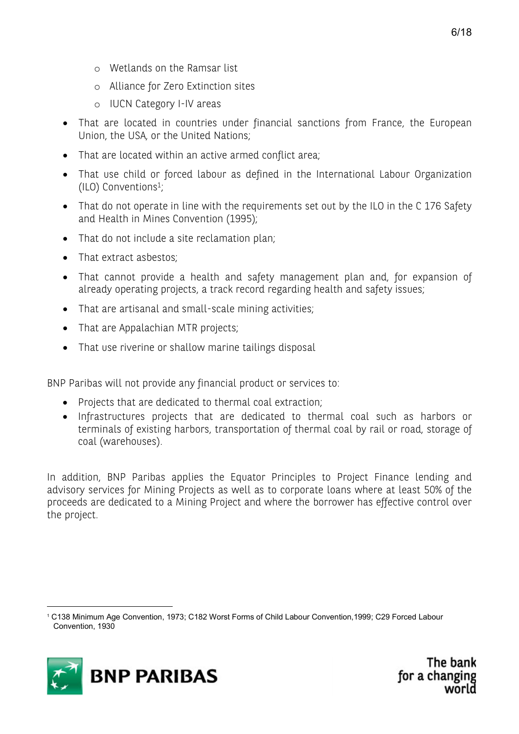- Wetlands on the Ramsar list
    - Alliance for Zero Extinction sites
    - IUCN Category I-IV areas
- That are located in countries under financial sanctions from France, the European Union, the USA, or the United Nations;
- That are located within an active armed conflict area;
- That use child or forced labour as defined in the International Labour Organization (ILO) Conventions[1];
- That do not operate in line with the requirements set out by the ILO in the C 176 Safety and Health in Mines Convention (1995);
- That do not include a site reclamation plan;
- That extract asbestos;
- That cannot provide a health and safety management plan and, for expansion of already operating projects, a track record regarding health and safety issues;
- That are artisanal and small-scale mining activities;
- That are Appalachian MTR projects;
- That use riverine or shallow marine tailings disposal

BNP Paribas will not provide any financial product or services to:

- Projects that are dedicated to thermal coal extraction;
- Infrastructures projects that are dedicated to thermal coal such as harbors or terminals of existing harbors, transportation of thermal coal by rail or road, storage of coal (warehouses).

In addition, BNP Paribas applies the Equator Principles to Project Finance lending and advisory services for Mining Projects as well as to corporate loans where at least 50% of the proceeds are dedicated to a Mining Project and where the borrower has effective control over the project.

[1] C138 Minimum Age Convention, 1973; C182 Worst Forms of Child Labour Convention,1999; C29 Forced Labour Convention, 1930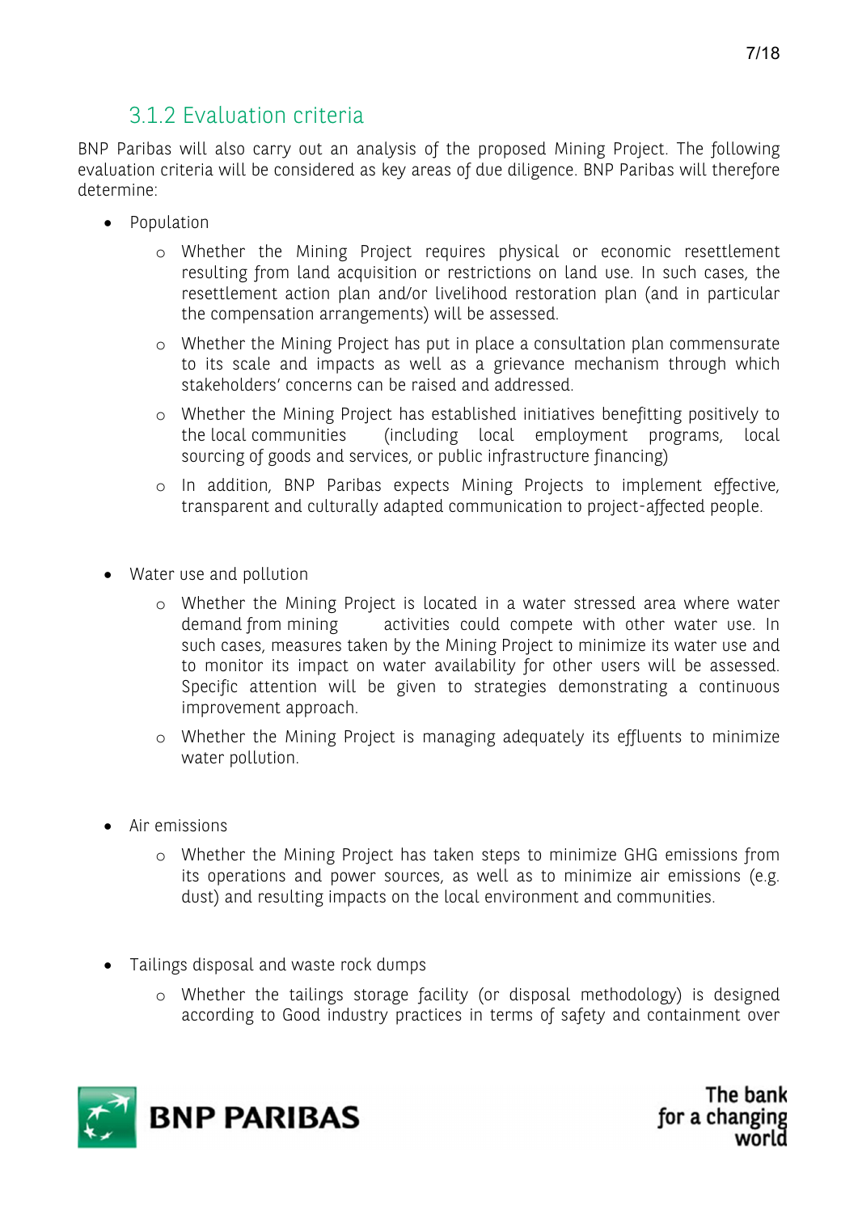### 3.1.2 Evaluation criteria

BNP Paribas will also carry out an analysis of the proposed Mining Project. The following evaluation criteria will be considered as key areas of due diligence. BNP Paribas will therefore determine:

- Population
  - Whether the Mining Project requires physical or economic resettlement resulting from land acquisition or restrictions on land use. In such cases, the resettlement action plan and/or livelihood restoration plan (and in particular the compensation arrangements) will be assessed.
  - Whether the Mining Project has put in place a consultation plan commensurate to its scale and impacts as well as a grievance mechanism through which stakeholders' concerns can be raised and addressed.
  - Whether the Mining Project has established initiatives benefitting positively to the local communities (including local employment programs, local sourcing of goods and services, or public infrastructure financing)
  - In addition, BNP Paribas expects Mining Projects to implement effective, transparent and culturally adapted communication to project-affected people.

- Water use and pollution
  - Whether the Mining Project is located in a water stressed area where water demand from mining activities could compete with other water use. In such cases, measures taken by the Mining Project to minimize its water use and to monitor its impact on water availability for other users will be assessed. Specific attention will be given to strategies demonstrating a continuous improvement approach.
  - Whether the Mining Project is managing adequately its effluents to minimize water pollution.

- Air emissions
  - Whether the Mining Project has taken steps to minimize GHG emissions from its operations and power sources, as well as to minimize air emissions (e.g. dust) and resulting impacts on the local environment and communities.

- Tailings disposal and waste rock dumps
  - Whether the tailings storage facility (or disposal methodology) is designed according to Good industry practices in terms of safety and containment over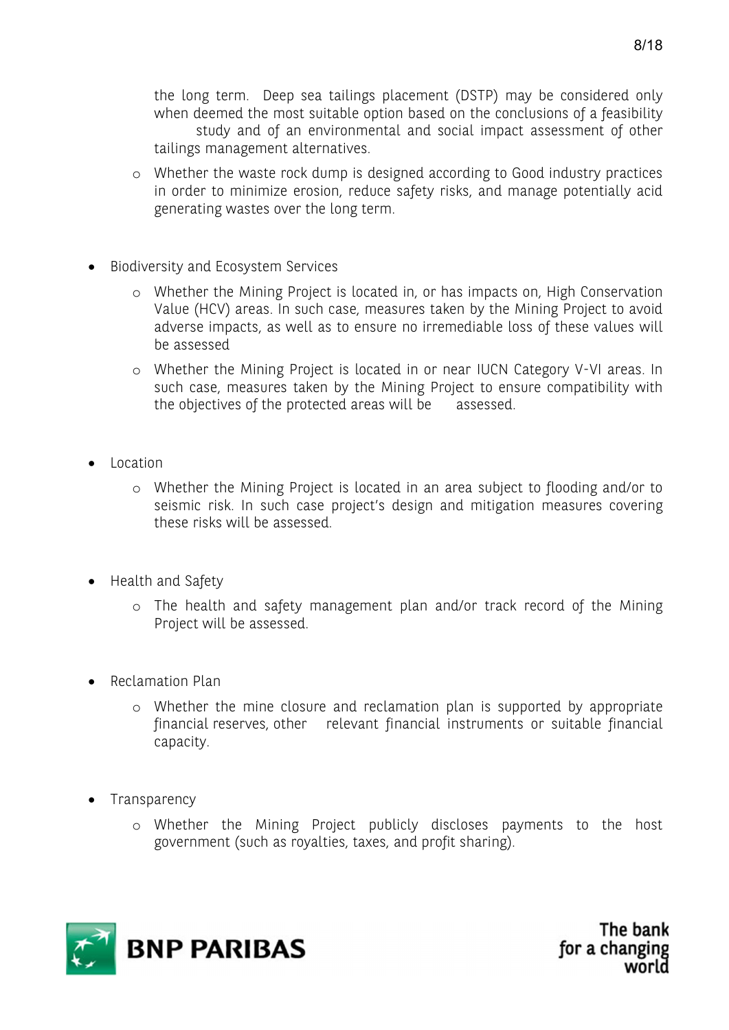the long term. Deep sea tailings placement (DSTP) may be considered only when deemed the most suitable option based on the conclusions of a feasibility study and of an environmental and social impact assessment of other tailings management alternatives.

  - Whether the waste rock dump is designed according to Good industry practices in order to minimize erosion, reduce safety risks, and manage potentially acid generating wastes over the long term.

- Biodiversity and Ecosystem Services
  - Whether the Mining Project is located in, or has impacts on, High Conservation Value (HCV) areas. In such case, measures taken by the Mining Project to avoid adverse impacts, as well as to ensure no irremediable loss of these values will be assessed
  - Whether the Mining Project is located in or near IUCN Category V-VI areas. In such case, measures taken by the Mining Project to ensure compatibility with the objectives of the protected areas will be assessed.

- Location
  - Whether the Mining Project is located in an area subject to flooding and/or to seismic risk. In such case project's design and mitigation measures covering these risks will be assessed.

- Health and Safety
  - The health and safety management plan and/or track record of the Mining Project will be assessed.

- Reclamation Plan
  - Whether the mine closure and reclamation plan is supported by appropriate financial reserves, other relevant financial instruments or suitable financial capacity.

- Transparency
  - Whether the Mining Project publicly discloses payments to the host government (such as royalties, taxes, and profit sharing).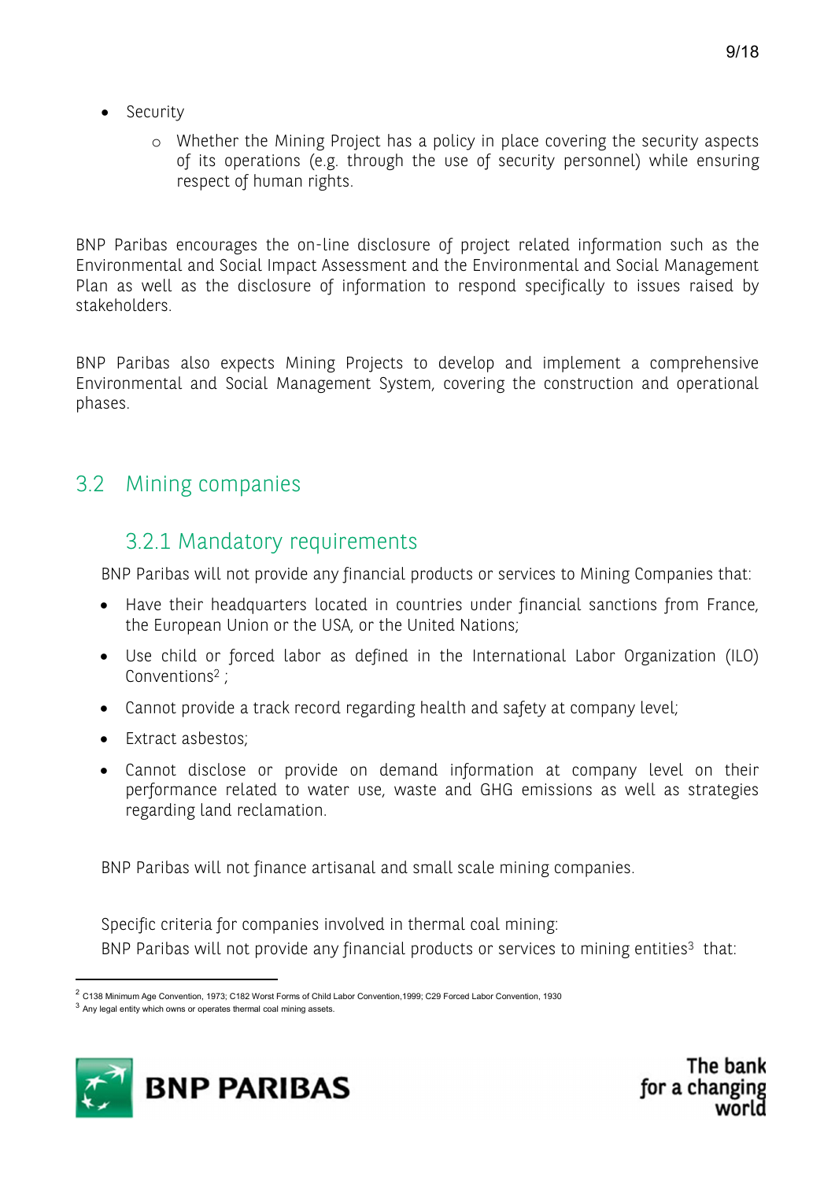- Security
  - Whether the Mining Project has a policy in place covering the security aspects of its operations (e.g. through the use of security personnel) while ensuring respect of human rights.

BNP Paribas encourages the on-line disclosure of project related information such as the Environmental and Social Impact Assessment and the Environmental and Social Management Plan as well as the disclosure of information to respond specifically to issues raised by stakeholders.

BNP Paribas also expects Mining Projects to develop and implement a comprehensive Environmental and Social Management System, covering the construction and operational phases.

## 3.2 Mining companies

### 3.2.1 Mandatory requirements

BNP Paribas will not provide any financial products or services to Mining Companies that:

- Have their headquarters located in countries under financial sanctions from France, the European Union or the USA, or the United Nations;
- Use child or forced labor as defined in the International Labor Organization (ILO) Conventions[2] ;
- Cannot provide a track record regarding health and safety at company level;
- Extract asbestos;
- Cannot disclose or provide on demand information at company level on their performance related to water use, waste and GHG emissions as well as strategies regarding land reclamation.

BNP Paribas will not finance artisanal and small scale mining companies.

Specific criteria for companies involved in thermal coal mining:

BNP Paribas will not provide any financial products or services to mining entities[3] that:

[2] C138 Minimum Age Convention, 1973; C182 Worst Forms of Child Labor Convention,1999; C29 Forced Labor Convention, 1930

[3] Any legal entity which owns or operates thermal coal mining assets.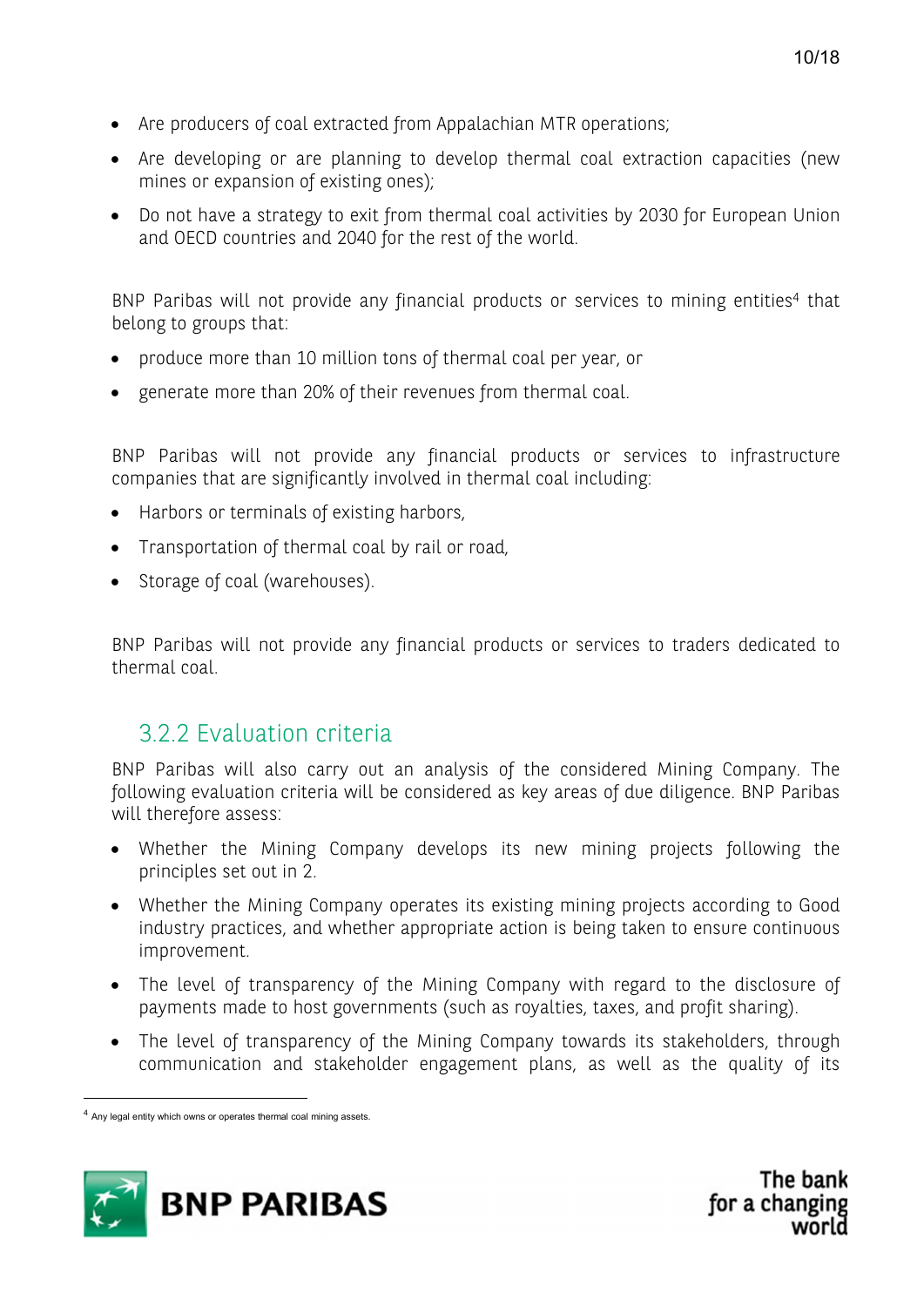- Are producers of coal extracted from Appalachian MTR operations;
- Are developing or are planning to develop thermal coal extraction capacities (new mines or expansion of existing ones);
- Do not have a strategy to exit from thermal coal activities by 2030 for European Union and OECD countries and 2040 for the rest of the world.

BNP Paribas will not provide any financial products or services to mining entities[4] that belong to groups that:

- produce more than 10 million tons of thermal coal per year, or
- generate more than 20% of their revenues from thermal coal.

BNP Paribas will not provide any financial products or services to infrastructure companies that are significantly involved in thermal coal including:

- Harbors or terminals of existing harbors,
- Transportation of thermal coal by rail or road,
- Storage of coal (warehouses).

BNP Paribas will not provide any financial products or services to traders dedicated to thermal coal.

### 3.2.2 Evaluation criteria

BNP Paribas will also carry out an analysis of the considered Mining Company. The following evaluation criteria will be considered as key areas of due diligence. BNP Paribas will therefore assess:

- Whether the Mining Company develops its new mining projects following the principles set out in 2.
- Whether the Mining Company operates its existing mining projects according to Good industry practices, and whether appropriate action is being taken to ensure continuous improvement.
- The level of transparency of the Mining Company with regard to the disclosure of payments made to host governments (such as royalties, taxes, and profit sharing).
- The level of transparency of the Mining Company towards its stakeholders, through communication and stakeholder engagement plans, as well as the quality of its

[4] Any legal entity which owns or operates thermal coal mining assets.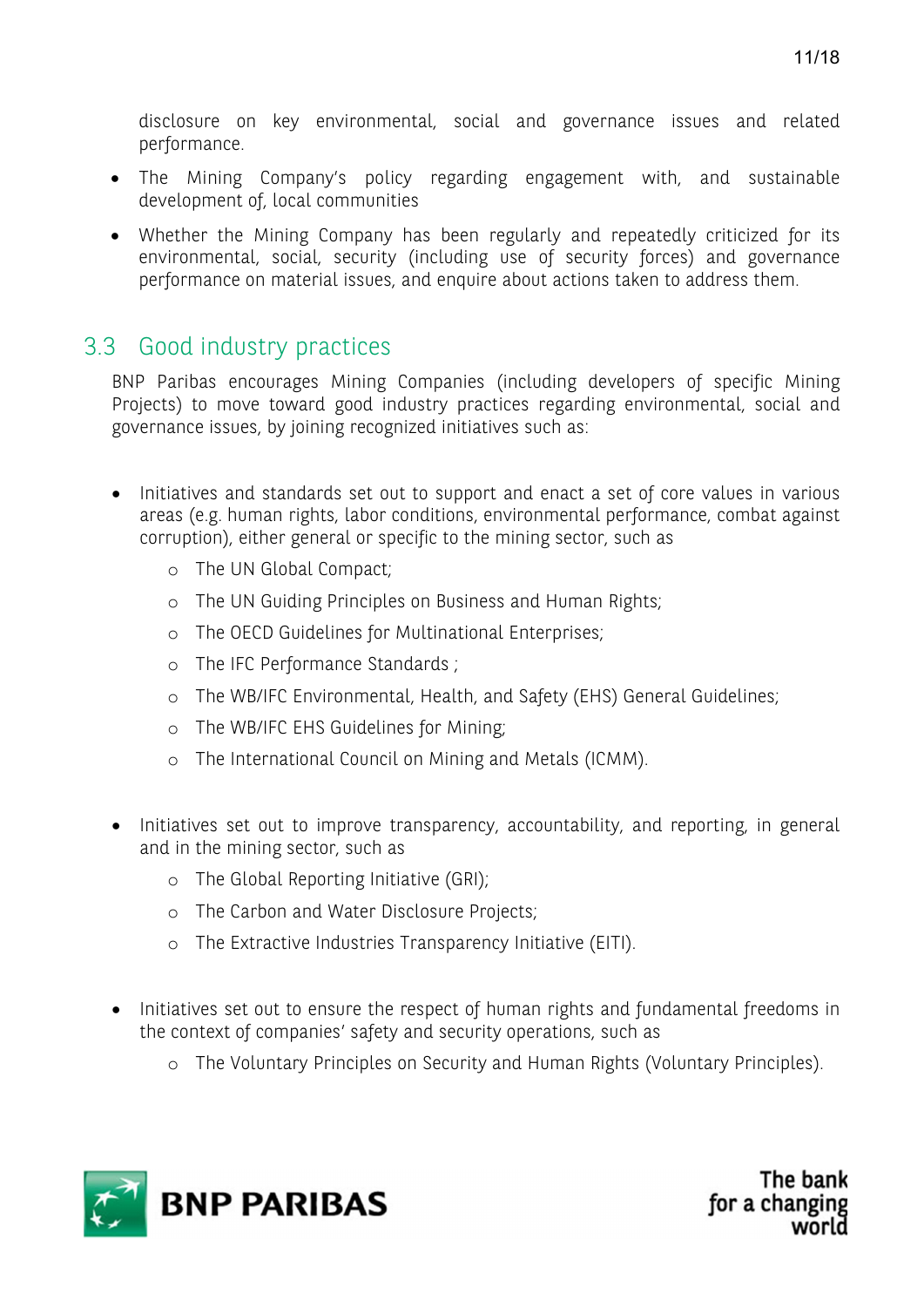disclosure on key environmental, social and governance issues and related performance.

- The Mining Company's policy regarding engagement with, and sustainable development of, local communities
- Whether the Mining Company has been regularly and repeatedly criticized for its environmental, social, security (including use of security forces) and governance performance on material issues, and enquire about actions taken to address them.

## 3.3 Good industry practices

BNP Paribas encourages Mining Companies (including developers of specific Mining Projects) to move toward good industry practices regarding environmental, social and governance issues, by joining recognized initiatives such as:

- Initiatives and standards set out to support and enact a set of core values in various areas (e.g. human rights, labor conditions, environmental performance, combat against corruption), either general or specific to the mining sector, such as
  - The UN Global Compact;
  - The UN Guiding Principles on Business and Human Rights;
  - The OECD Guidelines for Multinational Enterprises;
  - The IFC Performance Standards ;
  - The WB/IFC Environmental, Health, and Safety (EHS) General Guidelines;
  - The WB/IFC EHS Guidelines for Mining;
  - The International Council on Mining and Metals (ICMM).

- Initiatives set out to improve transparency, accountability, and reporting, in general and in the mining sector, such as
  - The Global Reporting Initiative (GRI);
  - The Carbon and Water Disclosure Projects;
  - The Extractive Industries Transparency Initiative (EITI).

- Initiatives set out to ensure the respect of human rights and fundamental freedoms in the context of companies' safety and security operations, such as
  - The Voluntary Principles on Security and Human Rights (Voluntary Principles).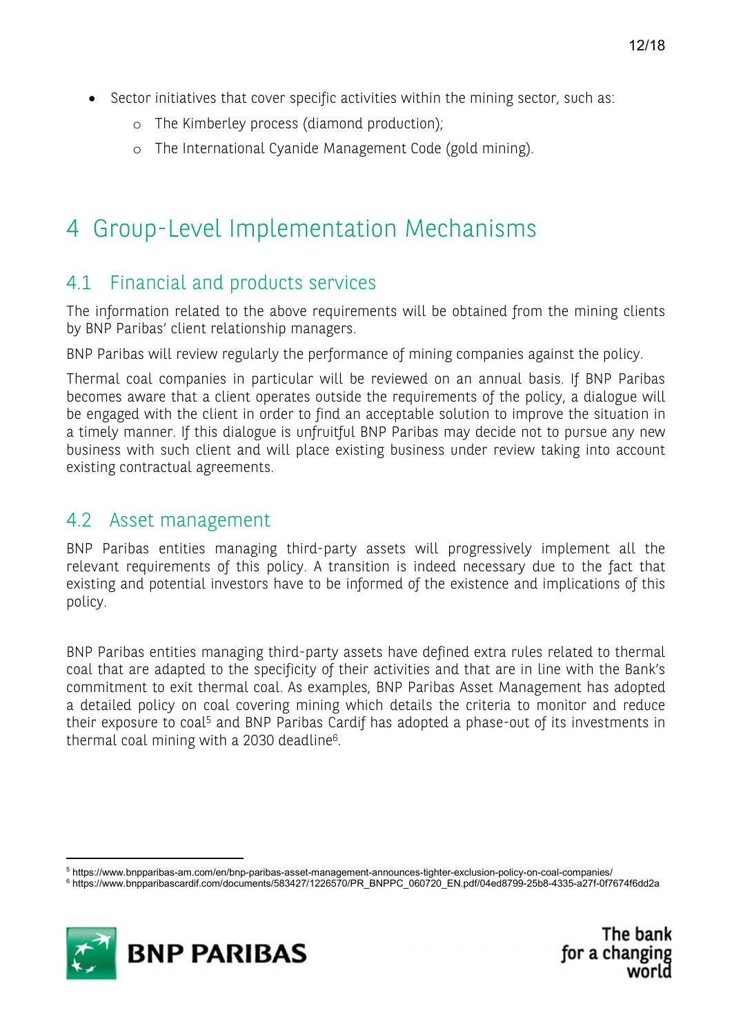- Sector initiatives that cover specific activities within the mining sector, such as:
  - The Kimberley process (diamond production);
  - The International Cyanide Management Code (gold mining).

# 4 Group-Level Implementation Mechanisms

## 4.1 Financial and products services

The information related to the above requirements will be obtained from the mining clients by BNP Paribas' client relationship managers.

BNP Paribas will review regularly the performance of mining companies against the policy.

Thermal coal companies in particular will be reviewed on an annual basis. If BNP Paribas becomes aware that a client operates outside the requirements of the policy, a dialogue will be engaged with the client in order to find an acceptable solution to improve the situation in a timely manner. If this dialogue is unfruitful BNP Paribas may decide not to pursue any new business with such client and will place existing business under review taking into account existing contractual agreements.

## 4.2 Asset management

BNP Paribas entities managing third-party assets will progressively implement all the relevant requirements of this policy. A transition is indeed necessary due to the fact that existing and potential investors have to be informed of the existence and implications of this policy.

BNP Paribas entities managing third-party assets have defined extra rules related to thermal coal that are adapted to the specificity of their activities and that are in line with the Bank's commitment to exit thermal coal. As examples, BNP Paribas Asset Management has adopted a detailed policy on coal covering mining which details the criteria to monitor and reduce their exposure to coal[5] and BNP Paribas Cardif has adopted a phase-out of its investments in thermal coal mining with a 2030 deadline[6].

---

[5] https://www.bnpparibas-am.com/en/bnp-paribas-asset-management-announces-tighter-exclusion-policy-on-coal-companies/

[6] https://www.bnpparibascardif.com/documents/583427/1226570/PR_BNPPC_060720_EN.pdf/04ed8799-25b8-4335-a27f-0f7674f6dd2a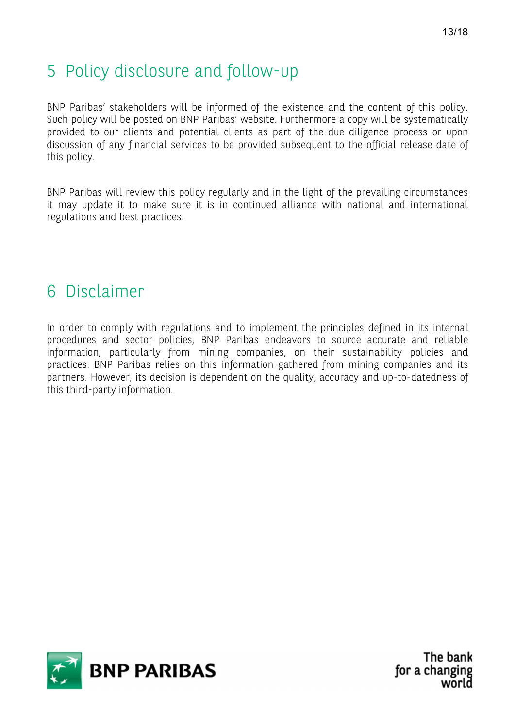# 5 Policy disclosure and follow-up

BNP Paribas' stakeholders will be informed of the existence and the content of this policy. Such policy will be posted on BNP Paribas' website. Furthermore a copy will be systematically provided to our clients and potential clients as part of the due diligence process or upon discussion of any financial services to be provided subsequent to the official release date of this policy.

BNP Paribas will review this policy regularly and in the light of the prevailing circumstances it may update it to make sure it is in continued alliance with national and international regulations and best practices.

# 6 Disclaimer

In order to comply with regulations and to implement the principles defined in its internal procedures and sector policies, BNP Paribas endeavors to source accurate and reliable information, particularly from mining companies, on their sustainability policies and practices. BNP Paribas relies on this information gathered from mining companies and its partners. However, its decision is dependent on the quality, accuracy and up-to-datedness of this third-party information.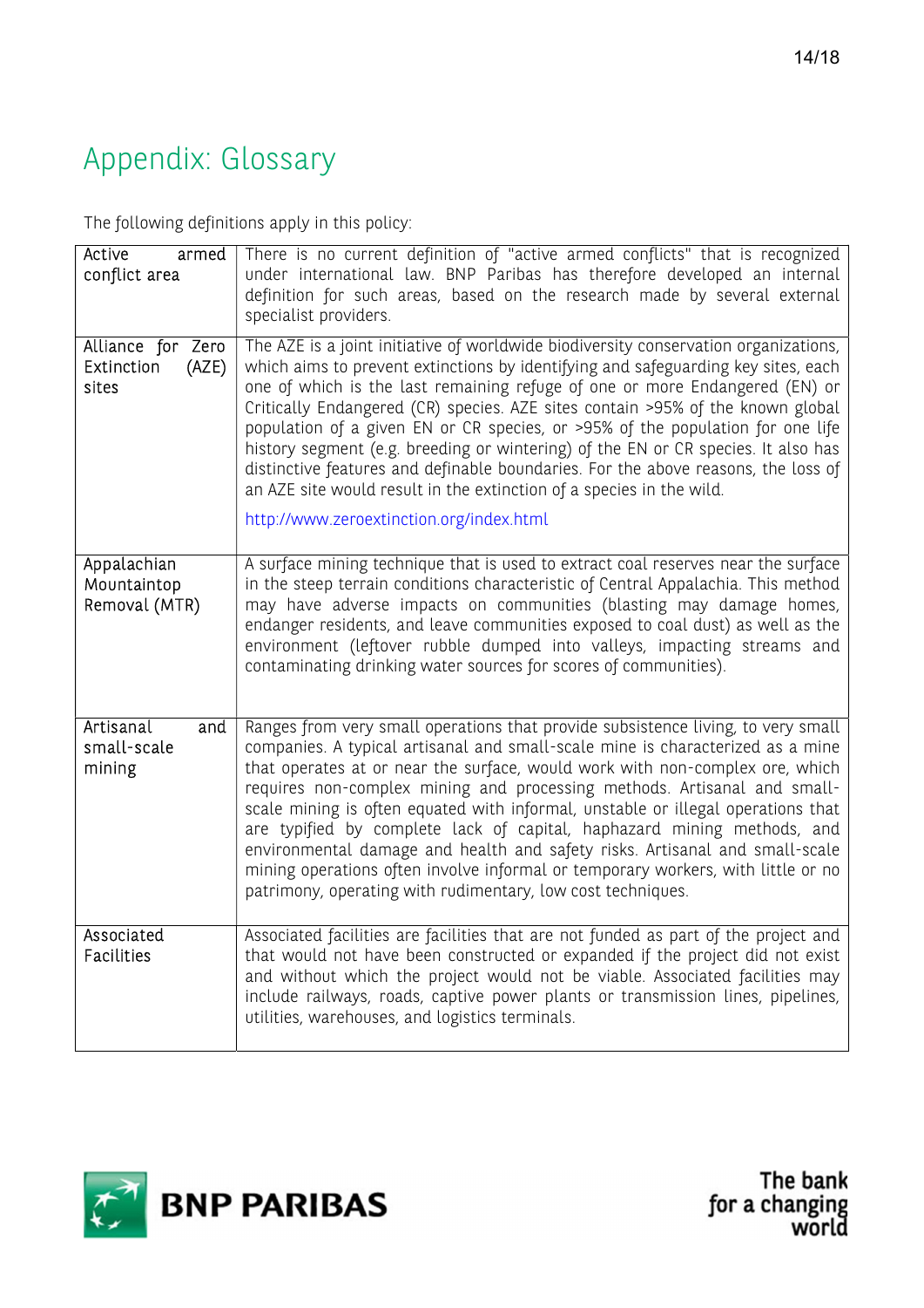# Appendix: Glossary

The following definitions apply in this policy:

| | |
|---|---|
| Active armed conflict area | There is no current definition of "active armed conflicts" that is recognized under international law. BNP Paribas has therefore developed an internal definition for such areas, based on the research made by several external specialist providers. |
| Alliance for Zero Extinction (AZE) sites | The AZE is a joint initiative of worldwide biodiversity conservation organizations, which aims to prevent extinctions by identifying and safeguarding key sites, each one of which is the last remaining refuge of one or more Endangered (EN) or Critically Endangered (CR) species. AZE sites contain >95% of the known global population of a given EN or CR species, or >95% of the population for one life history segment (e.g. breeding or wintering) of the EN or CR species. It also has distinctive features and definable boundaries. For the above reasons, the loss of an AZE site would result in the extinction of a species in the wild.<br><br>http://www.zeroextinction.org/index.html |
| Appalachian Mountaintop Removal (MTR) | A surface mining technique that is used to extract coal reserves near the surface in the steep terrain conditions characteristic of Central Appalachia. This method may have adverse impacts on communities (blasting may damage homes, endanger residents, and leave communities exposed to coal dust) as well as the environment (leftover rubble dumped into valleys, impacting streams and contaminating drinking water sources for scores of communities). |
| Artisanal and small-scale mining | Ranges from very small operations that provide subsistence living, to very small companies. A typical artisanal and small-scale mine is characterized as a mine that operates at or near the surface, would work with non-complex ore, which requires non-complex mining and processing methods. Artisanal and small-scale mining is often equated with informal, unstable or illegal operations that are typified by complete lack of capital, haphazard mining methods, and environmental damage and health and safety risks. Artisanal and small-scale mining operations often involve informal or temporary workers, with little or no patrimony, operating with rudimentary, low cost techniques. |
| Associated Facilities | Associated facilities are facilities that are not funded as part of the project and that would not have been constructed or expanded if the project did not exist and without which the project would not be viable. Associated facilities may include railways, roads, captive power plants or transmission lines, pipelines, utilities, warehouses, and logistics terminals. |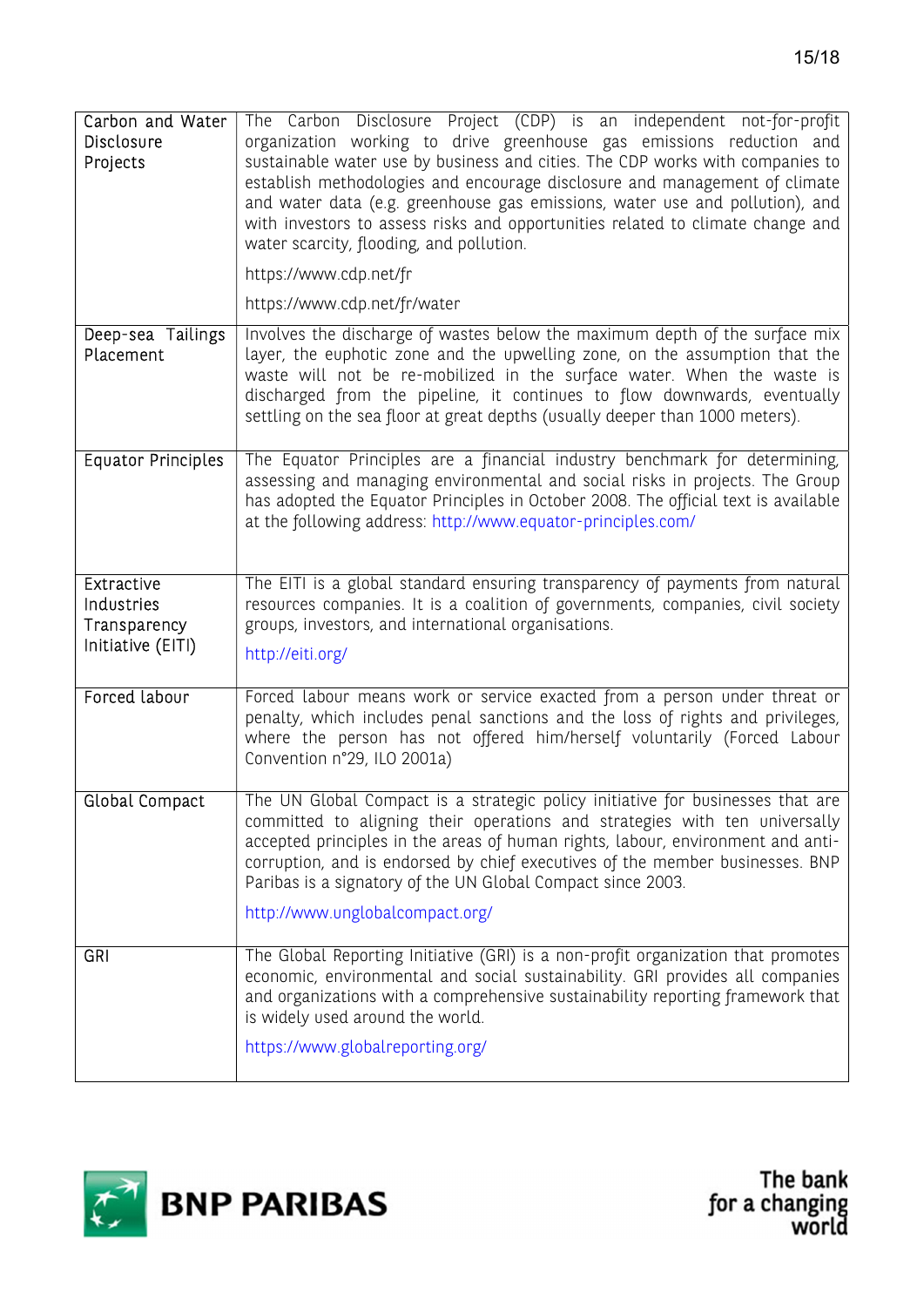| | |
|---|---|
| Carbon and Water Disclosure Projects | The Carbon Disclosure Project (CDP) is an independent not-for-profit organization working to drive greenhouse gas emissions reduction and sustainable water use by business and cities. The CDP works with companies to establish methodologies and encourage disclosure and management of climate and water data (e.g. greenhouse gas emissions, water use and pollution), and with investors to assess risks and opportunities related to climate change and water scarcity, flooding, and pollution.<br><br>https://www.cdp.net/fr<br><br>https://www.cdp.net/fr/water |
| Deep-sea Tailings Placement | Involves the discharge of wastes below the maximum depth of the surface mix layer, the euphotic zone and the upwelling zone, on the assumption that the waste will not be re-mobilized in the surface water. When the waste is discharged from the pipeline, it continues to flow downwards, eventually settling on the sea floor at great depths (usually deeper than 1000 meters). |
| Equator Principles | The Equator Principles are a financial industry benchmark for determining, assessing and managing environmental and social risks in projects. The Group has adopted the Equator Principles in October 2008. The official text is available at the following address: http://www.equator-principles.com/ |
| Extractive Industries Transparency Initiative (EITI) | The EITI is a global standard ensuring transparency of payments from natural resources companies. It is a coalition of governments, companies, civil society groups, investors, and international organisations.<br><br>http://eiti.org/ |
| Forced labour | Forced labour means work or service exacted from a person under threat or penalty, which includes penal sanctions and the loss of rights and privileges, where the person has not offered him/herself voluntarily (Forced Labour Convention n°29, ILO 2001a) |
| Global Compact | The UN Global Compact is a strategic policy initiative for businesses that are committed to aligning their operations and strategies with ten universally accepted principles in the areas of human rights, labour, environment and anti-corruption, and is endorsed by chief executives of the member businesses. BNP Paribas is a signatory of the UN Global Compact since 2003.<br><br>http://www.unglobalcompact.org/ |
| GRI | The Global Reporting Initiative (GRI) is a non-profit organization that promotes economic, environmental and social sustainability. GRI provides all companies and organizations with a comprehensive sustainability reporting framework that is widely used around the world.<br><br>https://www.globalreporting.org/ |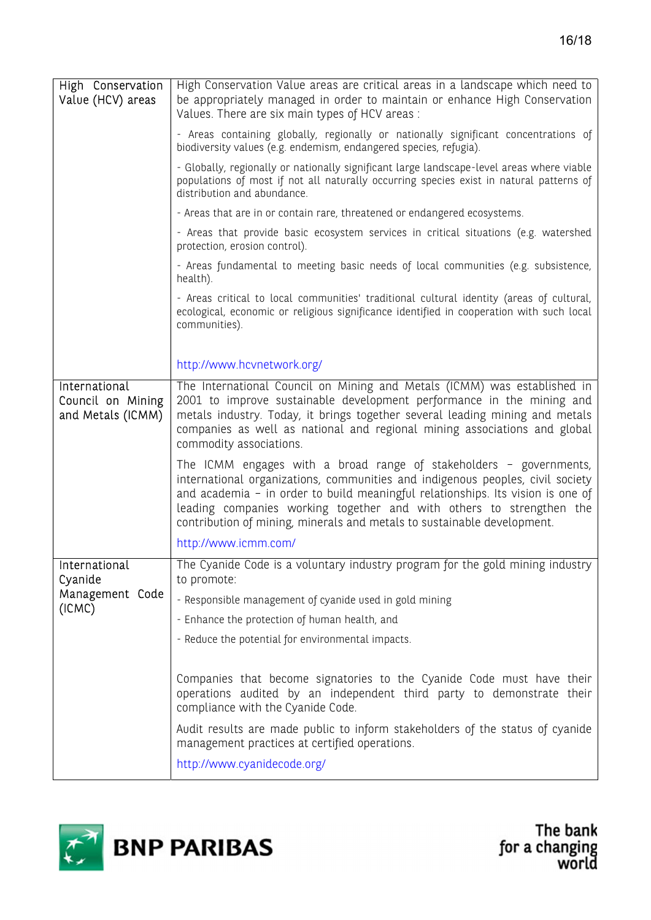| | |
|---|---|
| High Conservation Value (HCV) areas | High Conservation Value areas are critical areas in a landscape which need to be appropriately managed in order to maintain or enhance High Conservation Values. There are six main types of HCV areas :<br><br>- Areas containing globally, regionally or nationally significant concentrations of biodiversity values (e.g. endemism, endangered species, refugia).<br><br>- Globally, regionally or nationally significant large landscape-level areas where viable populations of most if not all naturally occurring species exist in natural patterns of distribution and abundance.<br><br>- Areas that are in or contain rare, threatened or endangered ecosystems.<br><br>- Areas that provide basic ecosystem services in critical situations (e.g. watershed protection, erosion control).<br><br>- Areas fundamental to meeting basic needs of local communities (e.g. subsistence, health).<br><br>- Areas critical to local communities' traditional cultural identity (areas of cultural, ecological, economic or religious significance identified in cooperation with such local communities).<br><br>http://www.hcvnetwork.org/ |
| International Council on Mining and Metals (ICMM) | The International Council on Mining and Metals (ICMM) was established in 2001 to improve sustainable development performance in the mining and metals industry. Today, it brings together several leading mining and metals companies as well as national and regional mining associations and global commodity associations.<br><br>The ICMM engages with a broad range of stakeholders – governments, international organizations, communities and indigenous peoples, civil society and academia – in order to build meaningful relationships. Its vision is one of leading companies working together and with others to strengthen the contribution of mining, minerals and metals to sustainable development.<br><br>http://www.icmm.com/ |
| International Cyanide Management Code (ICMC) | The Cyanide Code is a voluntary industry program for the gold mining industry to promote:<br><br>- Responsible management of cyanide used in gold mining<br><br>- Enhance the protection of human health, and<br><br>- Reduce the potential for environmental impacts.<br><br>Companies that become signatories to the Cyanide Code must have their operations audited by an independent third party to demonstrate their compliance with the Cyanide Code.<br><br>Audit results are made public to inform stakeholders of the status of cyanide management practices at certified operations.<br><br>http://www.cyanidecode.org/ |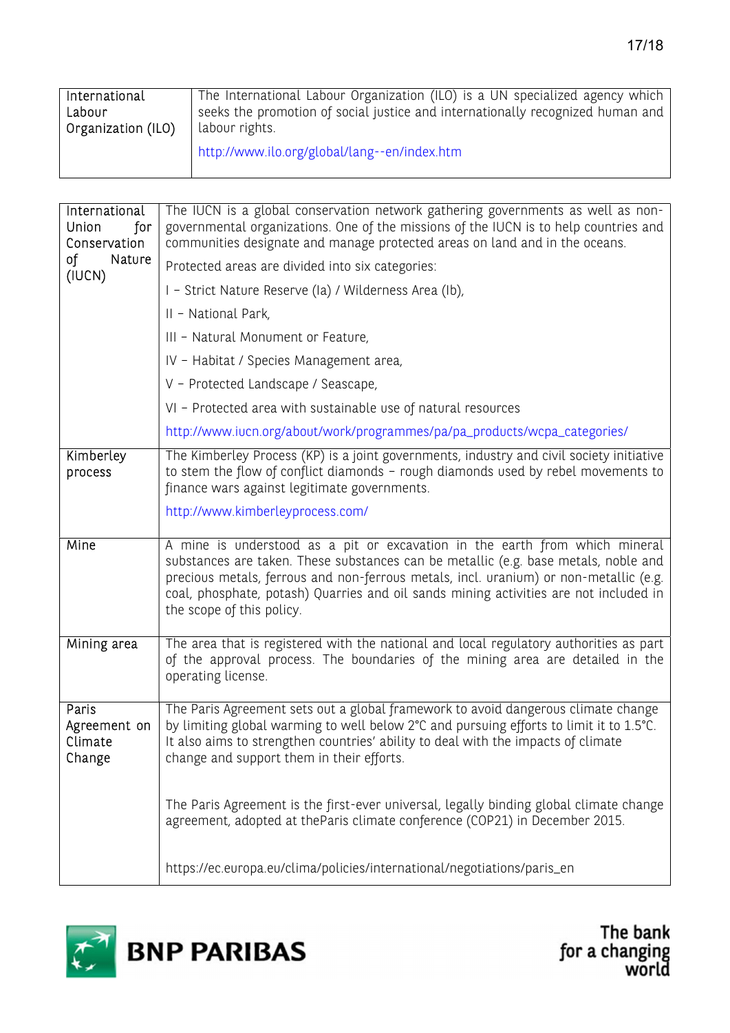| | |
|---|---|
| International Labour Organization (ILO) | The International Labour Organization (ILO) is a UN specialized agency which seeks the promotion of social justice and internationally recognized human and labour rights.<br><br>http://www.ilo.org/global/lang--en/index.htm |

| | |
|---|---|
| International Union for Conservation of Nature (IUCN) | The IUCN is a global conservation network gathering governments as well as non-governmental organizations. One of the missions of the IUCN is to help countries and communities designate and manage protected areas on land and in the oceans.<br><br>Protected areas are divided into six categories:<br><br>I – Strict Nature Reserve (Ia) / Wilderness Area (Ib),<br><br>II – National Park,<br><br>III – Natural Monument or Feature,<br><br>IV – Habitat / Species Management area,<br><br>V – Protected Landscape / Seascape,<br><br>VI – Protected area with sustainable use of natural resources<br><br>http://www.iucn.org/about/work/programmes/pa/pa_products/wcpa_categories/ |
| Kimberley process | The Kimberley Process (KP) is a joint governments, industry and civil society initiative to stem the flow of conflict diamonds – rough diamonds used by rebel movements to finance wars against legitimate governments.<br><br>http://www.kimberleyprocess.com/ |
| Mine | A mine is understood as a pit or excavation in the earth from which mineral substances are taken. These substances can be metallic (e.g. base metals, noble and precious metals, ferrous and non-ferrous metals, incl. uranium) or non-metallic (e.g. coal, phosphate, potash) Quarries and oil sands mining activities are not included in the scope of this policy. |
| Mining area | The area that is registered with the national and local regulatory authorities as part of the approval process. The boundaries of the mining area are detailed in the operating license. |
| Paris Agreement on Climate Change | The Paris Agreement sets out a global framework to avoid dangerous climate change by limiting global warming to well below 2°C and pursuing efforts to limit it to 1.5°C. It also aims to strengthen countries' ability to deal with the impacts of climate change and support them in their efforts.<br><br>The Paris Agreement is the first-ever universal, legally binding global climate change agreement, adopted at theParis climate conference (COP21) in December 2015.<br><br>https://ec.europa.eu/clima/policies/international/negotiations/paris_en |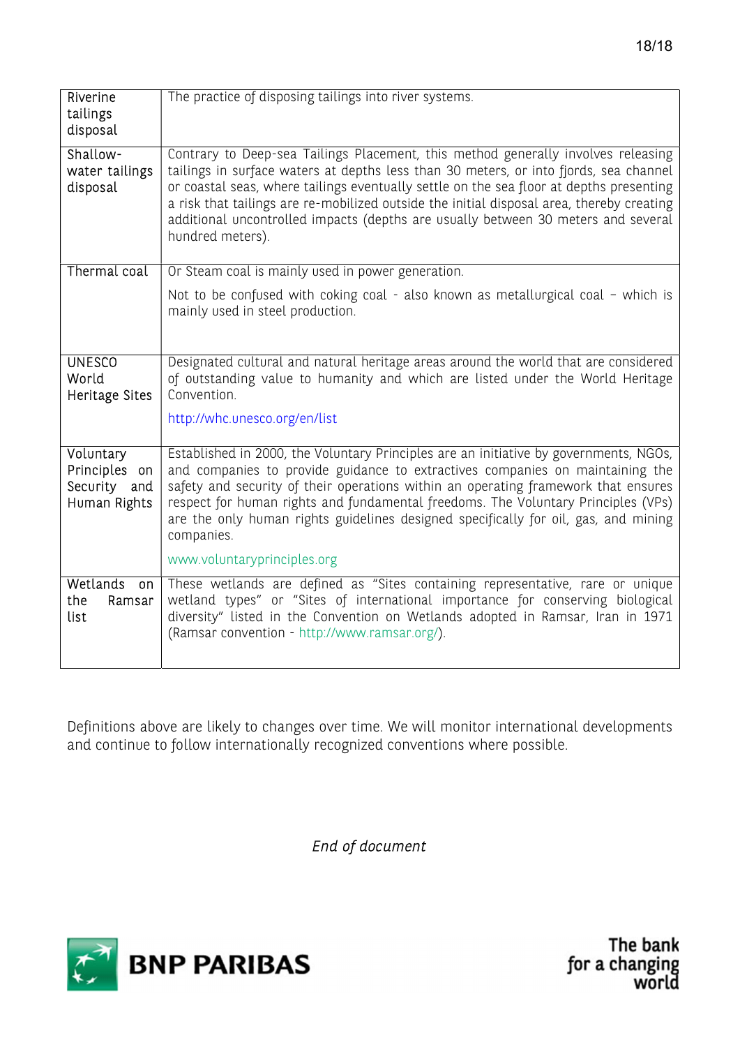| | |
|---|---|
| Riverine tailings disposal | The practice of disposing tailings into river systems. |
| Shallow-water tailings disposal | Contrary to Deep-sea Tailings Placement, this method generally involves releasing tailings in surface waters at depths less than 30 meters, or into fjords, sea channel or coastal seas, where tailings eventually settle on the sea floor at depths presenting a risk that tailings are re-mobilized outside the initial disposal area, thereby creating additional uncontrolled impacts (depths are usually between 30 meters and several hundred meters). |
| Thermal coal | Or Steam coal is mainly used in power generation.<br><br>Not to be confused with coking coal - also known as metallurgical coal – which is mainly used in steel production. |
| UNESCO World Heritage Sites | Designated cultural and natural heritage areas around the world that are considered of outstanding value to humanity and which are listed under the World Heritage Convention.<br><br>http://whc.unesco.org/en/list |
| Voluntary Principles on Security and Human Rights | Established in 2000, the Voluntary Principles are an initiative by governments, NGOs, and companies to provide guidance to extractives companies on maintaining the safety and security of their operations within an operating framework that ensures respect for human rights and fundamental freedoms. The Voluntary Principles (VPs) are the only human rights guidelines designed specifically for oil, gas, and mining companies.<br><br>www.voluntaryprinciples.org |
| Wetlands on the Ramsar list | These wetlands are defined as "Sites containing representative, rare or unique wetland types" or "Sites of international importance for conserving biological diversity" listed in the Convention on Wetlands adopted in Ramsar, Iran in 1971 (Ramsar convention - http://www.ramsar.org/). |

Definitions above are likely to changes over time. We will monitor international developments and continue to follow internationally recognized conventions where possible.

*End of document*

BNP PARIBAS

The bank for a changing world